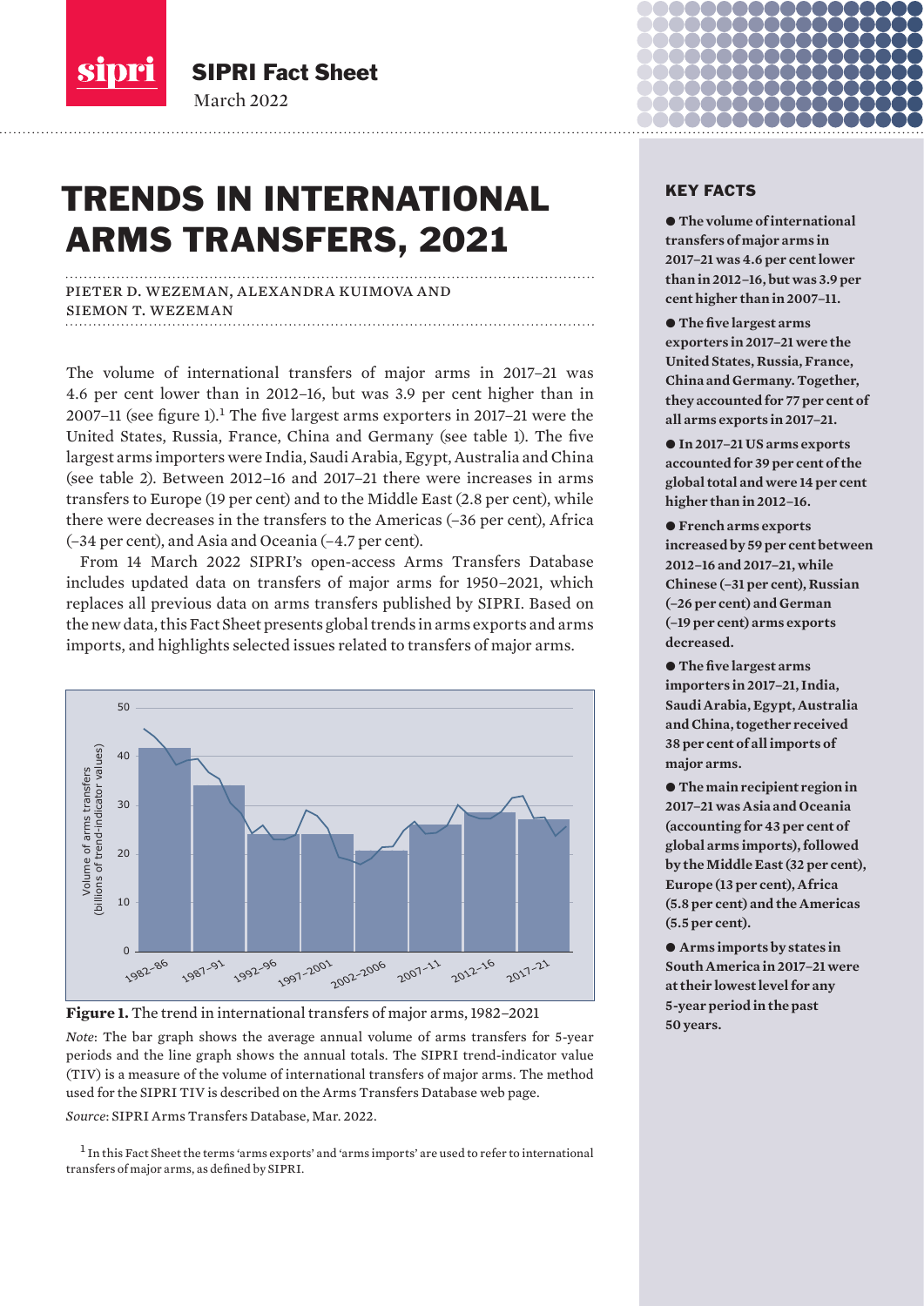SIPRI Fact Sheet
March 2022

# TRENDS IN INTERNATIONAL ARMS TRANSFERS, 2021

PIETER D. WEZEMAN, ALEXANDRA KUIMOVA AND SIEMON T. WEZEMAN

The volume of international transfers of major arms in 2017–21 was 4.6 per cent lower than in 2012–16, but was 3.9 per cent higher than in 2007–11 (see figure 1).[1] The five largest arms exporters in 2017–21 were the United States, Russia, France, China and Germany (see table 1). The five largest arms importers were India, Saudi Arabia, Egypt, Australia and China (see table 2). Between 2012–16 and 2017–21 there were increases in arms transfers to Europe (19 per cent) and to the Middle East (2.8 per cent), while there were decreases in the transfers to the Americas (–36 per cent), Africa (–34 per cent), and Asia and Oceania (–4.7 per cent).

From 14 March 2022 SIPRI's open-access Arms Transfers Database includes updated data on transfers of major arms for 1950–2021, which replaces all previous data on arms transfers published by SIPRI. Based on the new data, this Fact Sheet presents global trends in arms exports and arms imports, and highlights selected issues related to transfers of major arms.

**Figure 1.** The trend in international transfers of major arms, 1982–2021

*Note*: The bar graph shows the average annual volume of arms transfers for 5-year periods and the line graph shows the annual totals. The SIPRI trend-indicator value (TIV) is a measure of the volume of international transfers of major arms. The method used for the SIPRI TIV is described on the Arms Transfers Database web page.

*Source*: SIPRI Arms Transfers Database, Mar. 2022.

[1] In this Fact Sheet the terms 'arms exports' and 'arms imports' are used to refer to international transfers of major arms, as defined by SIPRI.

## KEY FACTS

- **The volume of international transfers of major arms in 2017–21 was 4.6 per cent lower than in 2012–16, but was 3.9 per cent higher than in 2007–11.**
- **The five largest arms exporters in 2017–21 were the United States, Russia, France, China and Germany. Together, they accounted for 77 per cent of all arms exports in 2017–21.**
- **In 2017–21 US arms exports accounted for 39 per cent of the global total and were 14 per cent higher than in 2012–16.**
- **French arms exports increased by 59 per cent between 2012–16 and 2017–21, while Chinese (–31 per cent), Russian (–26 per cent) and German (–19 per cent) arms exports decreased.**
- **The five largest arms importers in 2017–21, India, Saudi Arabia, Egypt, Australia and China, together received 38 per cent of all imports of major arms.**
- **The main recipient region in 2017–21 was Asia and Oceania (accounting for 43 per cent of global arms imports), followed by the Middle East (32 per cent), Europe (13 per cent), Africa (5.8 per cent) and the Americas (5.5 per cent).**
- **Arms imports by states in South America in 2017–21 were at their lowest level for any 5-year period in the past 50 years.**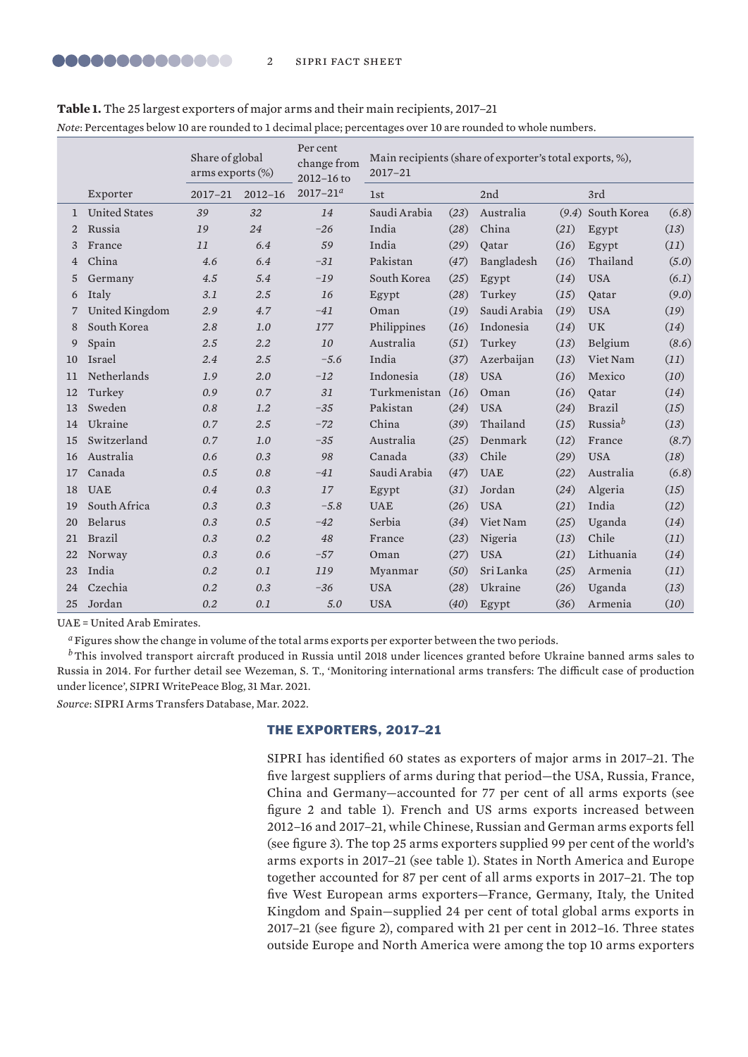**Table 1.** The 25 largest exporters of major arms and their main recipients, 2017–21

*Note*: Percentages below 10 are rounded to 1 decimal place; percentages over 10 are rounded to whole numbers.

| | | Share of global arms exports (%) | | Per cent change from 2012–16 to | Main recipients (share of exporter's total exports, %), 2017–21 | | | | | |
|---|---|---|---|---|---|---|---|---|---|---|
| | Exporter | 2017–21 | 2012–16 | 2017–21[a] | 1st | | 2nd | | 3rd | |
| 1 | United States | 39 | 32 | 14 | Saudi Arabia | (23) | Australia | (9.4) | South Korea | (6.8) |
| 2 | Russia | 19 | 24 | −26 | India | (28) | China | (21) | Egypt | (13) |
| 3 | France | 11 | 6.4 | 59 | India | (29) | Qatar | (16) | Egypt | (11) |
| 4 | China | 4.6 | 6.4 | −31 | Pakistan | (47) | Bangladesh | (16) | Thailand | (5.0) |
| 5 | Germany | 4.5 | 5.4 | −19 | South Korea | (25) | Egypt | (14) | USA | (6.1) |
| 6 | Italy | 3.1 | 2.5 | 16 | Egypt | (28) | Turkey | (15) | Qatar | (9.0) |
| 7 | United Kingdom | 2.9 | 4.7 | −41 | Oman | (19) | Saudi Arabia | (19) | USA | (19) |
| 8 | South Korea | 2.8 | 1.0 | 177 | Philippines | (16) | Indonesia | (14) | UK | (14) |
| 9 | Spain | 2.5 | 2.2 | 10 | Australia | (51) | Turkey | (13) | Belgium | (8.6) |
| 10 | Israel | 2.4 | 2.5 | −5.6 | India | (37) | Azerbaijan | (13) | Viet Nam | (11) |
| 11 | Netherlands | 1.9 | 2.0 | −12 | Indonesia | (18) | USA | (16) | Mexico | (10) |
| 12 | Turkey | 0.9 | 0.7 | 31 | Turkmenistan | (16) | Oman | (16) | Qatar | (14) |
| 13 | Sweden | 0.8 | 1.2 | −35 | Pakistan | (24) | USA | (24) | Brazil | (15) |
| 14 | Ukraine | 0.7 | 2.5 | −72 | China | (39) | Thailand | (15) | Russia[b] | (13) |
| 15 | Switzerland | 0.7 | 1.0 | −35 | Australia | (25) | Denmark | (12) | France | (8.7) |
| 16 | Australia | 0.6 | 0.3 | 98 | Canada | (33) | Chile | (29) | USA | (18) |
| 17 | Canada | 0.5 | 0.8 | −41 | Saudi Arabia | (47) | UAE | (22) | Australia | (6.8) |
| 18 | UAE | 0.4 | 0.3 | 17 | Egypt | (31) | Jordan | (24) | Algeria | (15) |
| 19 | South Africa | 0.3 | 0.3 | −5.8 | UAE | (26) | USA | (21) | India | (12) |
| 20 | Belarus | 0.3 | 0.5 | −42 | Serbia | (34) | Viet Nam | (25) | Uganda | (14) |
| 21 | Brazil | 0.3 | 0.2 | 48 | France | (23) | Nigeria | (13) | Chile | (11) |
| 22 | Norway | 0.3 | 0.6 | −57 | Oman | (27) | USA | (21) | Lithuania | (14) |
| 23 | India | 0.2 | 0.1 | 119 | Myanmar | (50) | Sri Lanka | (25) | Armenia | (11) |
| 24 | Czechia | 0.2 | 0.3 | −36 | USA | (28) | Ukraine | (26) | Uganda | (13) |
| 25 | Jordan | 0.2 | 0.1 | 5.0 | USA | (40) | Egypt | (36) | Armenia | (10) |

UAE = United Arab Emirates.

[a] Figures show the change in volume of the total arms exports per exporter between the two periods.

[b] This involved transport aircraft produced in Russia until 2018 under licences granted before Ukraine banned arms sales to Russia in 2014. For further detail see Wezeman, S. T., 'Monitoring international arms transfers: The difficult case of production under licence', SIPRI WritePeace Blog, 31 Mar. 2021.

*Source*: SIPRI Arms Transfers Database, Mar. 2022.

## THE EXPORTERS, 2017–21

SIPRI has identified 60 states as exporters of major arms in 2017–21. The five largest suppliers of arms during that period—the USA, Russia, France, China and Germany—accounted for 77 per cent of all arms exports (see figure 2 and table 1). French and US arms exports increased between 2012–16 and 2017–21, while Chinese, Russian and German arms exports fell (see figure 3). The top 25 arms exporters supplied 99 per cent of the world's arms exports in 2017–21 (see table 1). States in North America and Europe together accounted for 87 per cent of all arms exports in 2017–21. The top five West European arms exporters—France, Germany, Italy, the United Kingdom and Spain—supplied 24 per cent of total global arms exports in 2017–21 (see figure 2), compared with 21 per cent in 2012–16. Three states outside Europe and North America were among the top 10 arms exporters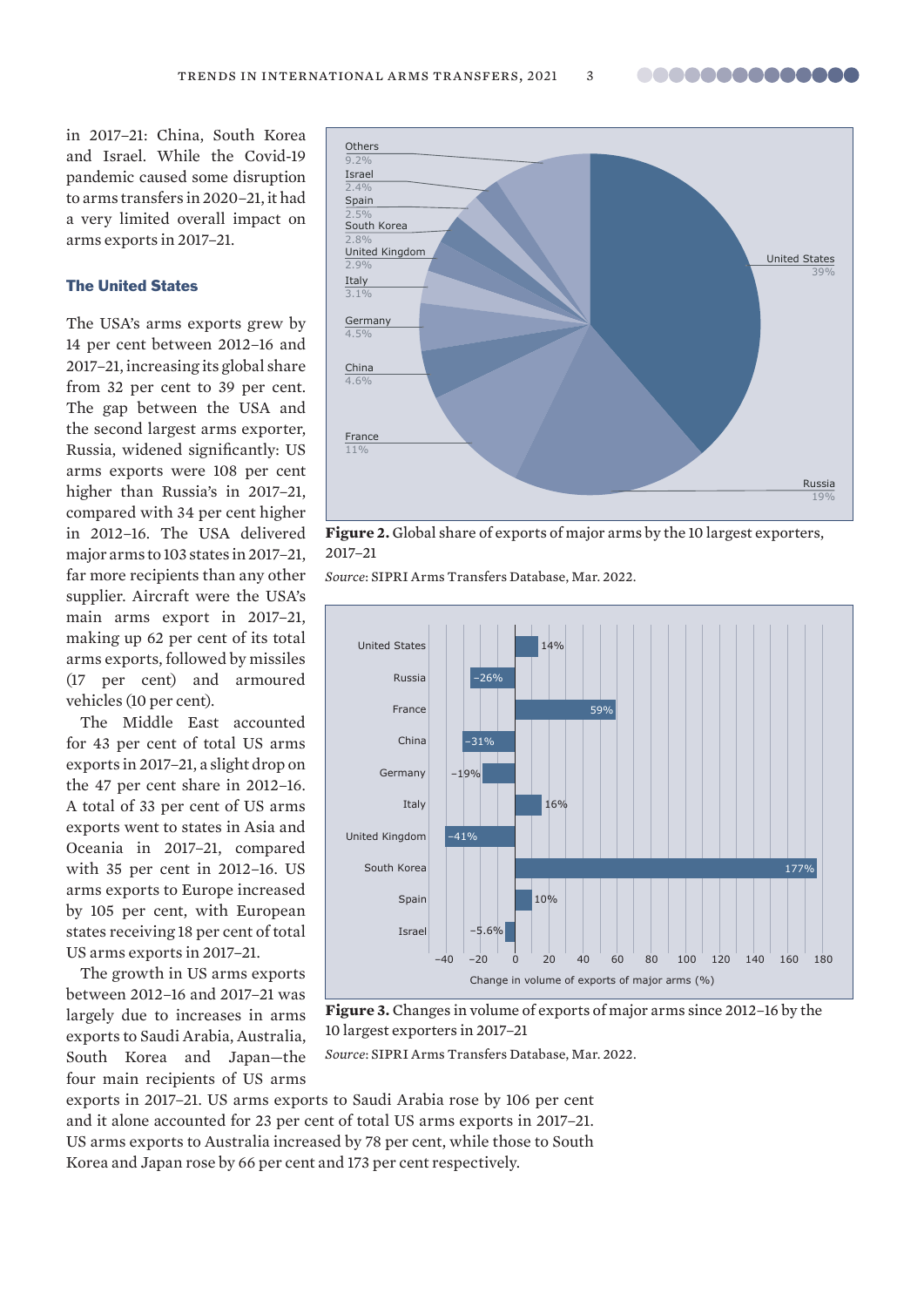in 2017–21: China, South Korea and Israel. While the Covid-19 pandemic caused some disruption to arms transfers in 2020–21, it had a very limited overall impact on arms exports in 2017–21.

### The United States

The USA's arms exports grew by 14 per cent between 2012–16 and 2017–21, increasing its global share from 32 per cent to 39 per cent. The gap between the USA and the second largest arms exporter, Russia, widened significantly: US arms exports were 108 per cent higher than Russia's in 2017–21, compared with 34 per cent higher in 2012–16. The USA delivered major arms to 103 states in 2017–21, far more recipients than any other supplier. Aircraft were the USA's main arms export in 2017–21, making up 62 per cent of its total arms exports, followed by missiles (17 per cent) and armoured vehicles (10 per cent).

The Middle East accounted for 43 per cent of total US arms exports in 2017–21, a slight drop on the 47 per cent share in 2012–16. A total of 33 per cent of US arms exports went to states in Asia and Oceania in 2017–21, compared with 35 per cent in 2012–16. US arms exports to Europe increased by 105 per cent, with European states receiving 18 per cent of total US arms exports in 2017–21.

The growth in US arms exports between 2012–16 and 2017–21 was largely due to increases in arms exports to Saudi Arabia, Australia, South Korea and Japan—the four main recipients of US arms exports in 2017–21. US arms exports to Saudi Arabia rose by 106 per cent and it alone accounted for 23 per cent of total US arms exports in 2017–21. US arms exports to Australia increased by 78 per cent, while those to South Korea and Japan rose by 66 per cent and 173 per cent respectively.

| Exporter | Share |
|---|---|
| United States | 39% |
| Russia | 19% |
| France | 11% |
| China | 4.6% |
| Germany | 4.5% |
| Italy | 3.1% |
| United Kingdom | 2.9% |
| South Korea | 2.8% |
| Spain | 2.5% |
| Israel | 2.4% |
| Others | 9.2% |

**Figure 2.** Global share of exports of major arms by the 10 largest exporters, 2017–21

*Source*: SIPRI Arms Transfers Database, Mar. 2022.

| Exporter | Change in volume of exports of major arms (%) |
|---|---|
| United States | 14% |
| Russia | −26% |
| France | 59% |
| China | −31% |
| Germany | −19% |
| Italy | 16% |
| United Kingdom | −41% |
| South Korea | 177% |
| Spain | 10% |
| Israel | −5.6% |

**Figure 3.** Changes in volume of exports of major arms since 2012–16 by the 10 largest exporters in 2017–21

*Source*: SIPRI Arms Transfers Database, Mar. 2022.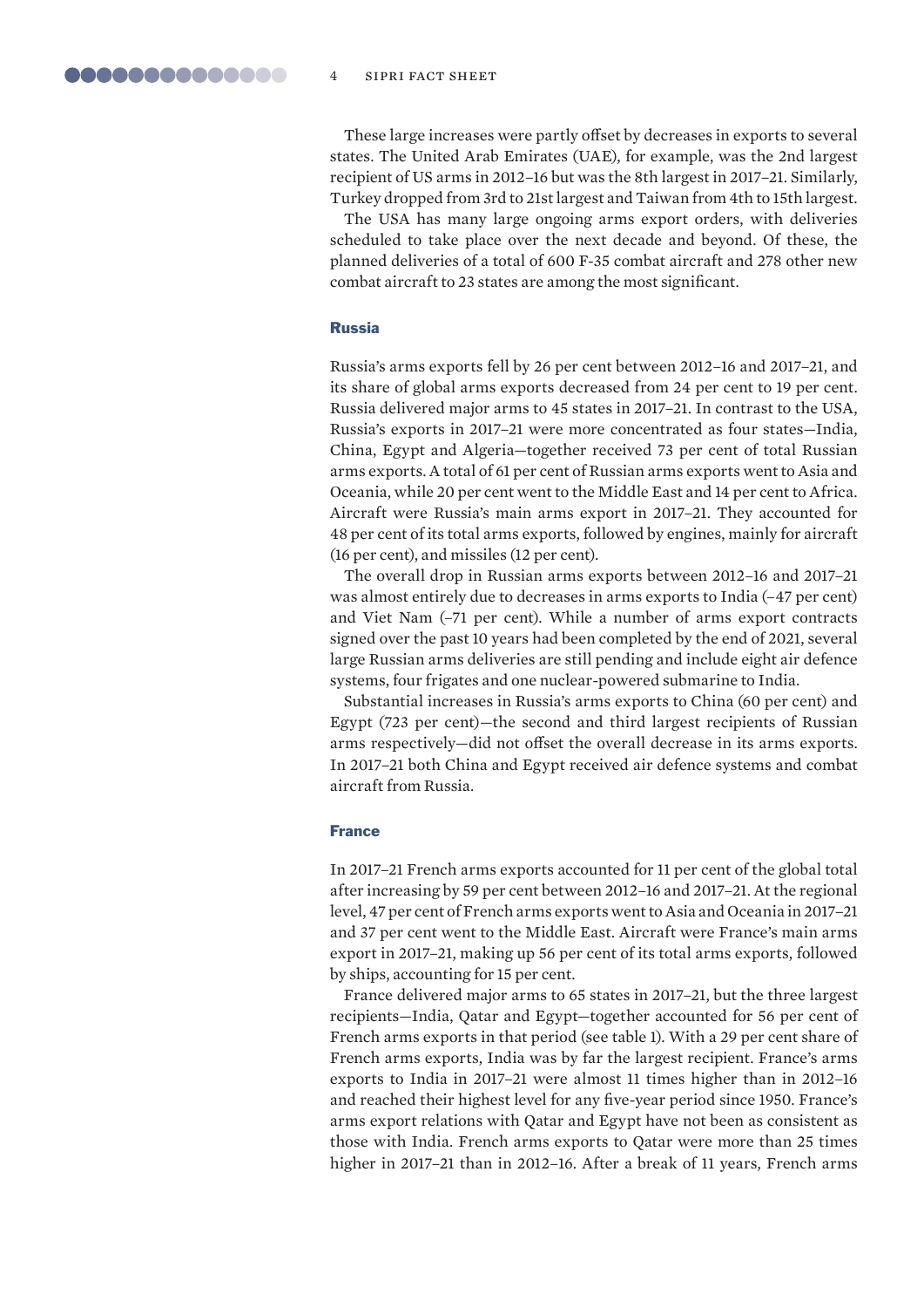These large increases were partly offset by decreases in exports to several states. The United Arab Emirates (UAE), for example, was the 2nd largest recipient of US arms in 2012–16 but was the 8th largest in 2017–21. Similarly, Turkey dropped from 3rd to 21st largest and Taiwan from 4th to 15th largest.

The USA has many large ongoing arms export orders, with deliveries scheduled to take place over the next decade and beyond. Of these, the planned deliveries of a total of 600 F-35 combat aircraft and 278 other new combat aircraft to 23 states are among the most significant.

### Russia

Russia's arms exports fell by 26 per cent between 2012–16 and 2017–21, and its share of global arms exports decreased from 24 per cent to 19 per cent. Russia delivered major arms to 45 states in 2017–21. In contrast to the USA, Russia's exports in 2017–21 were more concentrated as four states—India, China, Egypt and Algeria—together received 73 per cent of total Russian arms exports. A total of 61 per cent of Russian arms exports went to Asia and Oceania, while 20 per cent went to the Middle East and 14 per cent to Africa. Aircraft were Russia's main arms export in 2017–21. They accounted for 48 per cent of its total arms exports, followed by engines, mainly for aircraft (16 per cent), and missiles (12 per cent).

The overall drop in Russian arms exports between 2012–16 and 2017–21 was almost entirely due to decreases in arms exports to India (–47 per cent) and Viet Nam (–71 per cent). While a number of arms export contracts signed over the past 10 years had been completed by the end of 2021, several large Russian arms deliveries are still pending and include eight air defence systems, four frigates and one nuclear-powered submarine to India.

Substantial increases in Russia's arms exports to China (60 per cent) and Egypt (723 per cent)—the second and third largest recipients of Russian arms respectively—did not offset the overall decrease in its arms exports. In 2017–21 both China and Egypt received air defence systems and combat aircraft from Russia.

### France

In 2017–21 French arms exports accounted for 11 per cent of the global total after increasing by 59 per cent between 2012–16 and 2017–21. At the regional level, 47 per cent of French arms exports went to Asia and Oceania in 2017–21 and 37 per cent went to the Middle East. Aircraft were France's main arms export in 2017–21, making up 56 per cent of its total arms exports, followed by ships, accounting for 15 per cent.

France delivered major arms to 65 states in 2017–21, but the three largest recipients—India, Qatar and Egypt—together accounted for 56 per cent of French arms exports in that period (see table 1). With a 29 per cent share of French arms exports, India was by far the largest recipient. France's arms exports to India in 2017–21 were almost 11 times higher than in 2012–16 and reached their highest level for any five-year period since 1950. France's arms export relations with Qatar and Egypt have not been as consistent as those with India. French arms exports to Qatar were more than 25 times higher in 2017–21 than in 2012–16. After a break of 11 years, French arms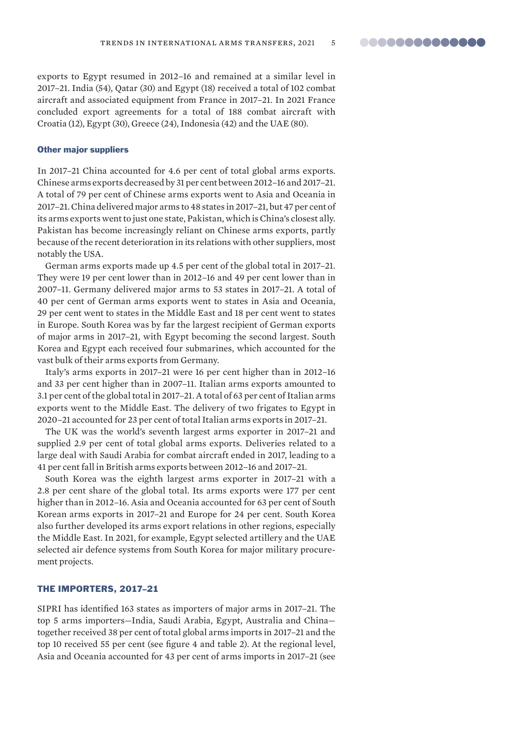exports to Egypt resumed in 2012–16 and remained at a similar level in 2017–21. India (54), Qatar (30) and Egypt (18) received a total of 102 combat aircraft and associated equipment from France in 2017–21. In 2021 France concluded export agreements for a total of 188 combat aircraft with Croatia (12), Egypt (30), Greece (24), Indonesia (42) and the UAE (80).

### Other major suppliers

In 2017–21 China accounted for 4.6 per cent of total global arms exports. Chinese arms exports decreased by 31 per cent between 2012–16 and 2017–21. A total of 79 per cent of Chinese arms exports went to Asia and Oceania in 2017–21. China delivered major arms to 48 states in 2017–21, but 47 per cent of its arms exports went to just one state, Pakistan, which is China's closest ally. Pakistan has become increasingly reliant on Chinese arms exports, partly because of the recent deterioration in its relations with other suppliers, most notably the USA.

German arms exports made up 4.5 per cent of the global total in 2017–21. They were 19 per cent lower than in 2012–16 and 49 per cent lower than in 2007–11. Germany delivered major arms to 53 states in 2017–21. A total of 40 per cent of German arms exports went to states in Asia and Oceania, 29 per cent went to states in the Middle East and 18 per cent went to states in Europe. South Korea was by far the largest recipient of German exports of major arms in 2017–21, with Egypt becoming the second largest. South Korea and Egypt each received four submarines, which accounted for the vast bulk of their arms exports from Germany.

Italy's arms exports in 2017–21 were 16 per cent higher than in 2012–16 and 33 per cent higher than in 2007–11. Italian arms exports amounted to 3.1 per cent of the global total in 2017–21. A total of 63 per cent of Italian arms exports went to the Middle East. The delivery of two frigates to Egypt in 2020–21 accounted for 23 per cent of total Italian arms exports in 2017–21.

The UK was the world's seventh largest arms exporter in 2017–21 and supplied 2.9 per cent of total global arms exports. Deliveries related to a large deal with Saudi Arabia for combat aircraft ended in 2017, leading to a 41 per cent fall in British arms exports between 2012–16 and 2017–21.

South Korea was the eighth largest arms exporter in 2017–21 with a 2.8 per cent share of the global total. Its arms exports were 177 per cent higher than in 2012–16. Asia and Oceania accounted for 63 per cent of South Korean arms exports in 2017–21 and Europe for 24 per cent. South Korea also further developed its arms export relations in other regions, especially the Middle East. In 2021, for example, Egypt selected artillery and the UAE selected air defence systems from South Korea for major military procurement projects.

## THE IMPORTERS, 2017–21

SIPRI has identified 163 states as importers of major arms in 2017–21. The top 5 arms importers—India, Saudi Arabia, Egypt, Australia and China—together received 38 per cent of total global arms imports in 2017–21 and the top 10 received 55 per cent (see figure 4 and table 2). At the regional level, Asia and Oceania accounted for 43 per cent of arms imports in 2017–21 (see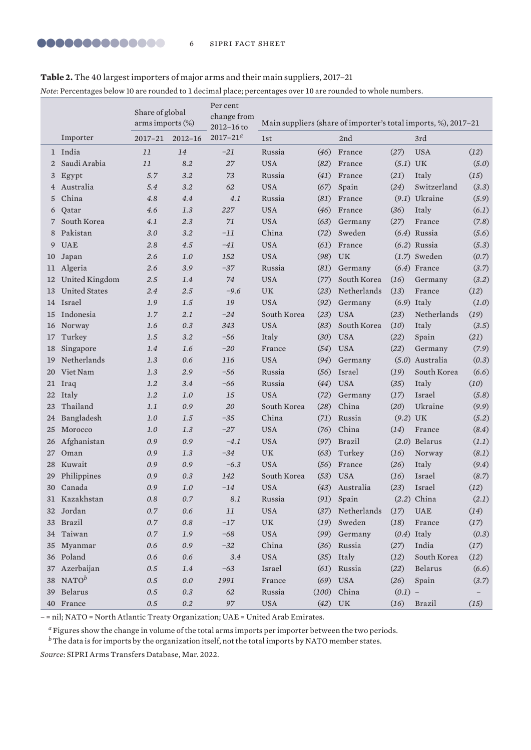**Table 2.** The 40 largest importers of major arms and their main suppliers, 2017–21

*Note*: Percentages below 10 are rounded to 1 decimal place; percentages over 10 are rounded to whole numbers.

| | | Share of global arms imports (%) | | Per cent change from 2012–16 to | Main suppliers (share of importer's total imports, %), 2017–21 | | | | | |
|---|---|---|---|---|---|---|---|---|---|---|
| | Importer | 2017–21 | 2012–16 | 2017–21[a] | 1st | | 2nd | | 3rd | |
| 1 | India | 11 | 14 | −21 | Russia | (46) | France | (27) | USA | (12) |
| 2 | Saudi Arabia | 11 | 8.2 | 27 | USA | (82) | France | (5.1) | UK | (5.0) |
| 3 | Egypt | 5.7 | 3.2 | 73 | Russia | (41) | France | (21) | Italy | (15) |
| 4 | Australia | 5.4 | 3.2 | 62 | USA | (67) | Spain | (24) | Switzerland | (3.3) |
| 5 | China | 4.8 | 4.4 | 4.1 | Russia | (81) | France | (9.1) | Ukraine | (5.9) |
| 6 | Qatar | 4.6 | 1.3 | 227 | USA | (46) | France | (36) | Italy | (6.1) |
| 7 | South Korea | 4.1 | 2.3 | 71 | USA | (63) | Germany | (27) | France | (7.8) |
| 8 | Pakistan | 3.0 | 3.2 | −11 | China | (72) | Sweden | (6.4) | Russia | (5.6) |
| 9 | UAE | 2.8 | 4.5 | −41 | USA | (61) | France | (6.2) | Russia | (5.3) |
| 10 | Japan | 2.6 | 1.0 | 152 | USA | (98) | UK | (1.7) | Sweden | (0.7) |
| 11 | Algeria | 2.6 | 3.9 | −37 | Russia | (81) | Germany | (6.4) | France | (3.7) |
| 12 | United Kingdom | 2.5 | 1.4 | 74 | USA | (77) | South Korea | (16) | Germany | (3.2) |
| 13 | United States | 2.4 | 2.5 | −9.6 | UK | (23) | Netherlands | (13) | France | (12) |
| 14 | Israel | 1.9 | 1.5 | 19 | USA | (92) | Germany | (6.9) | Italy | (1.0) |
| 15 | Indonesia | 1.7 | 2.1 | −24 | South Korea | (23) | USA | (23) | Netherlands | (19) |
| 16 | Norway | 1.6 | 0.3 | 343 | USA | (83) | South Korea | (10) | Italy | (3.5) |
| 17 | Turkey | 1.5 | 3.2 | −56 | Italy | (30) | USA | (22) | Spain | (21) |
| 18 | Singapore | 1.4 | 1.6 | −20 | France | (54) | USA | (22) | Germany | (7.9) |
| 19 | Netherlands | 1.3 | 0.6 | 116 | USA | (94) | Germany | (5.0) | Australia | (0.3) |
| 20 | Viet Nam | 1.3 | 2.9 | −56 | Russia | (56) | Israel | (19) | South Korea | (6.6) |
| 21 | Iraq | 1.2 | 3.4 | −66 | Russia | (44) | USA | (35) | Italy | (10) |
| 22 | Italy | 1.2 | 1.0 | 15 | USA | (72) | Germany | (17) | Israel | (5.8) |
| 23 | Thailand | 1.1 | 0.9 | 20 | South Korea | (28) | China | (20) | Ukraine | (9.9) |
| 24 | Bangladesh | 1.0 | 1.5 | −35 | China | (71) | Russia | (9.2) | UK | (5.2) |
| 25 | Morocco | 1.0 | 1.3 | −27 | USA | (76) | China | (14) | France | (8.4) |
| 26 | Afghanistan | 0.9 | 0.9 | −4.1 | USA | (97) | Brazil | (2.0) | Belarus | (1.1) |
| 27 | Oman | 0.9 | 1.3 | −34 | UK | (63) | Turkey | (16) | Norway | (8.1) |
| 28 | Kuwait | 0.9 | 0.9 | −6.3 | USA | (56) | France | (26) | Italy | (9.4) |
| 29 | Philippines | 0.9 | 0.3 | 142 | South Korea | (53) | USA | (16) | Israel | (8.7) |
| 30 | Canada | 0.9 | 1.0 | −14 | USA | (43) | Australia | (23) | Israel | (12) |
| 31 | Kazakhstan | 0.8 | 0.7 | 8.1 | Russia | (91) | Spain | (2.2) | China | (2.1) |
| 32 | Jordan | 0.7 | 0.6 | 11 | USA | (37) | Netherlands | (17) | UAE | (14) |
| 33 | Brazil | 0.7 | 0.8 | −17 | UK | (19) | Sweden | (18) | France | (17) |
| 34 | Taiwan | 0.7 | 1.9 | −68 | USA | (99) | Germany | (0.4) | Italy | (0.3) |
| 35 | Myanmar | 0.6 | 0.9 | −32 | China | (36) | Russia | (27) | India | (17) |
| 36 | Poland | 0.6 | 0.6 | 3.4 | USA | (35) | Italy | (12) | South Korea | (12) |
| 37 | Azerbaijan | 0.5 | 1.4 | −63 | Israel | (61) | Russia | (22) | Belarus | (6.6) |
| 38 | NATO[b] | 0.5 | 0.0 | 1991 | France | (69) | USA | (26) | Spain | (3.7) |
| 39 | Belarus | 0.5 | 0.3 | 62 | Russia | (100) | China | (0.1) | – | – |
| 40 | France | 0.5 | 0.2 | 97 | USA | (42) | UK | (16) | Brazil | (15) |

– = nil; NATO = North Atlantic Treaty Organization; UAE = United Arab Emirates.

[a] Figures show the change in volume of the total arms imports per importer between the two periods.

[b] The data is for imports by the organization itself, not the total imports by NATO member states.

*Source*: SIPRI Arms Transfers Database, Mar. 2022.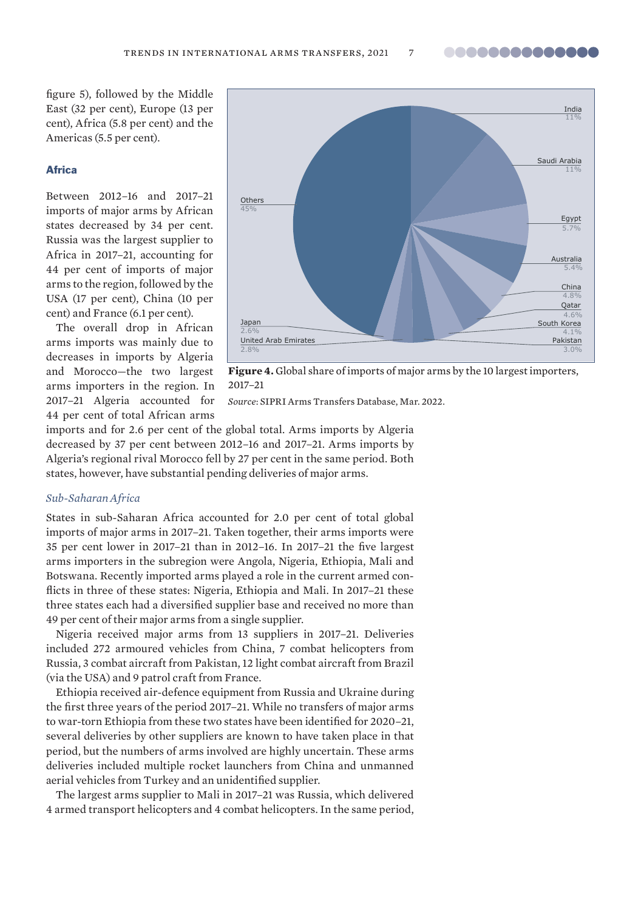figure 5), followed by the Middle East (32 per cent), Europe (13 per cent), Africa (5.8 per cent) and the Americas (5.5 per cent).

**Figure 4.** Global share of imports of major arms by the 10 largest importers, 2017–21

*Source*: SIPRI Arms Transfers Database, Mar. 2022.

### Africa

Between 2012–16 and 2017–21 imports of major arms by African states decreased by 34 per cent. Russia was the largest supplier to Africa in 2017–21, accounting for 44 per cent of imports of major arms to the region, followed by the USA (17 per cent), China (10 per cent) and France (6.1 per cent).

The overall drop in African arms imports was mainly due to decreases in imports by Algeria and Morocco—the two largest arms importers in the region. In 2017–21 Algeria accounted for 44 per cent of total African arms imports and for 2.6 per cent of the global total. Arms imports by Algeria decreased by 37 per cent between 2012–16 and 2017–21. Arms imports by Algeria's regional rival Morocco fell by 27 per cent in the same period. Both states, however, have substantial pending deliveries of major arms.

#### *Sub-Saharan Africa*

States in sub-Saharan Africa accounted for 2.0 per cent of total global imports of major arms in 2017–21. Taken together, their arms imports were 35 per cent lower in 2017–21 than in 2012–16. In 2017–21 the five largest arms importers in the subregion were Angola, Nigeria, Ethiopia, Mali and Botswana. Recently imported arms played a role in the current armed conflicts in three of these states: Nigeria, Ethiopia and Mali. In 2017–21 these three states each had a diversified supplier base and received no more than 49 per cent of their major arms from a single supplier.

Nigeria received major arms from 13 suppliers in 2017–21. Deliveries included 272 armoured vehicles from China, 7 combat helicopters from Russia, 3 combat aircraft from Pakistan, 12 light combat aircraft from Brazil (via the USA) and 9 patrol craft from France.

Ethiopia received air-defence equipment from Russia and Ukraine during the first three years of the period 2017–21. While no transfers of major arms to war-torn Ethiopia from these two states have been identified for 2020–21, several deliveries by other suppliers are known to have taken place in that period, but the numbers of arms involved are highly uncertain. These arms deliveries included multiple rocket launchers from China and unmanned aerial vehicles from Turkey and an unidentified supplier.

The largest arms supplier to Mali in 2017–21 was Russia, which delivered 4 armed transport helicopters and 4 combat helicopters. In the same period,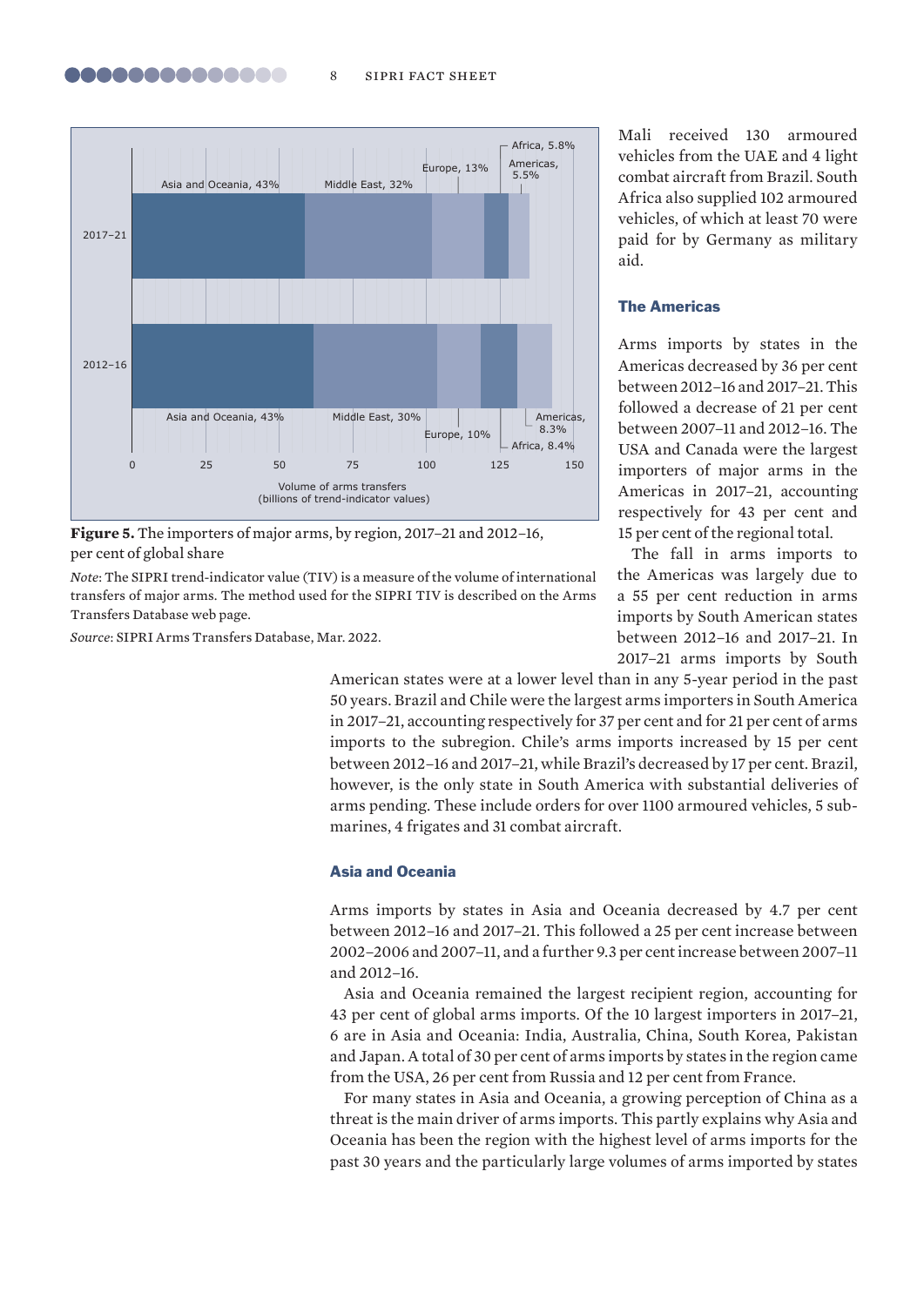**Figure 5.** The importers of major arms, by region, 2017–21 and 2012–16, per cent of global share

*Note*: The SIPRI trend-indicator value (TIV) is a measure of the volume of international transfers of major arms. The method used for the SIPRI TIV is described on the Arms Transfers Database web page.

*Source*: SIPRI Arms Transfers Database, Mar. 2022.

Mali received 130 armoured vehicles from the UAE and 4 light combat aircraft from Brazil. South Africa also supplied 102 armoured vehicles, of which at least 70 were paid for by Germany as military aid.

### The Americas

Arms imports by states in the Americas decreased by 36 per cent between 2012–16 and 2017–21. This followed a decrease of 21 per cent between 2007–11 and 2012–16. The USA and Canada were the largest importers of major arms in the Americas in 2017–21, accounting respectively for 43 per cent and 15 per cent of the regional total.

The fall in arms imports to the Americas was largely due to a 55 per cent reduction in arms imports by South American states between 2012–16 and 2017–21. In 2017–21 arms imports by South American states were at a lower level than in any 5-year period in the past 50 years. Brazil and Chile were the largest arms importers in South America in 2017–21, accounting respectively for 37 per cent and for 21 per cent of arms imports to the subregion. Chile's arms imports increased by 15 per cent between 2012–16 and 2017–21, while Brazil's decreased by 17 per cent. Brazil, however, is the only state in South America with substantial deliveries of arms pending. These include orders for over 1100 armoured vehicles, 5 submarines, 4 frigates and 31 combat aircraft.

### Asia and Oceania

Arms imports by states in Asia and Oceania decreased by 4.7 per cent between 2012–16 and 2017–21. This followed a 25 per cent increase between 2002–2006 and 2007–11, and a further 9.3 per cent increase between 2007–11 and 2012–16.

Asia and Oceania remained the largest recipient region, accounting for 43 per cent of global arms imports. Of the 10 largest importers in 2017–21, 6 are in Asia and Oceania: India, Australia, China, South Korea, Pakistan and Japan. A total of 30 per cent of arms imports by states in the region came from the USA, 26 per cent from Russia and 12 per cent from France.

For many states in Asia and Oceania, a growing perception of China as a threat is the main driver of arms imports. This partly explains why Asia and Oceania has been the region with the highest level of arms imports for the past 30 years and the particularly large volumes of arms imported by states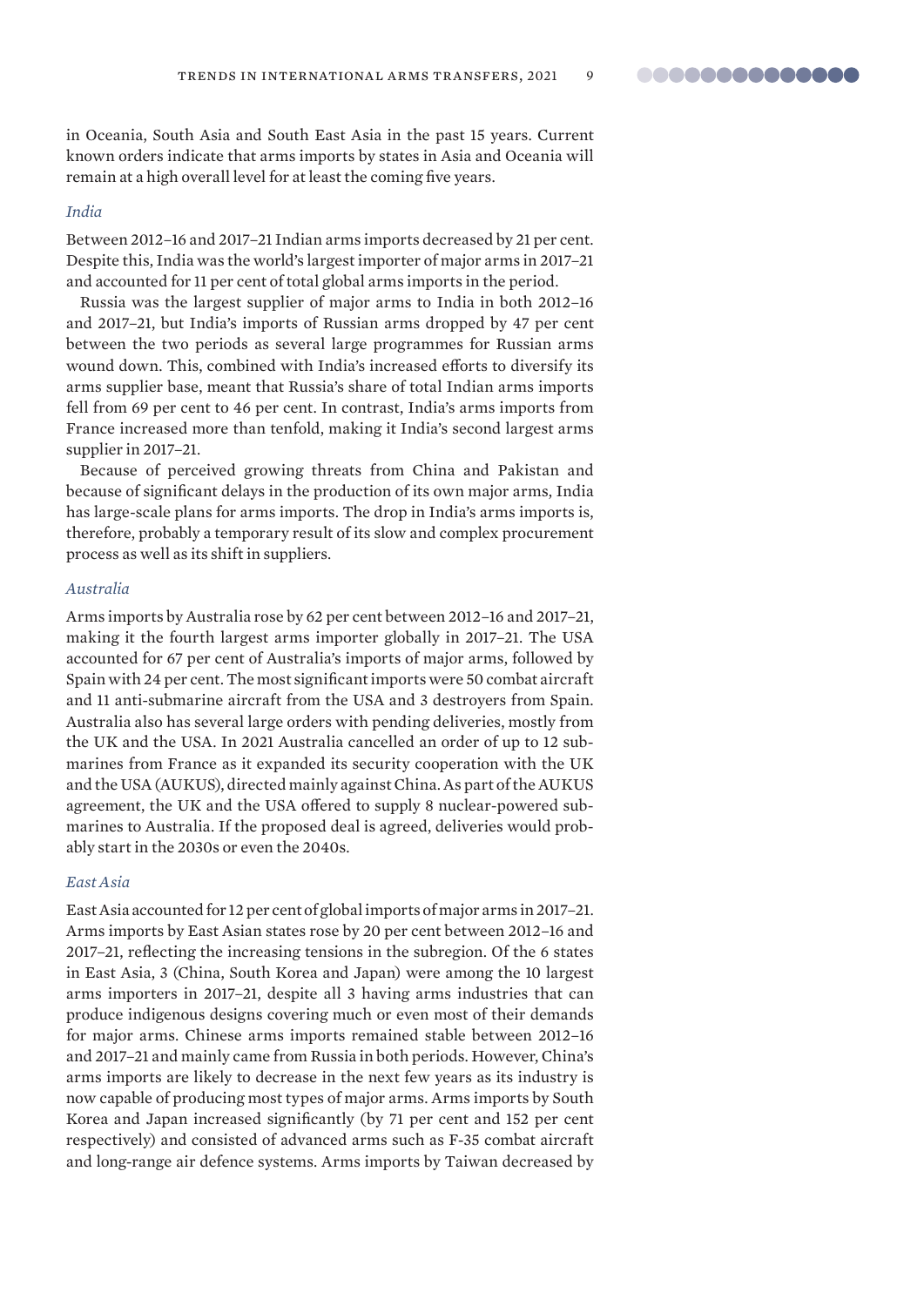in Oceania, South Asia and South East Asia in the past 15 years. Current known orders indicate that arms imports by states in Asia and Oceania will remain at a high overall level for at least the coming five years.

### *India*

Between 2012–16 and 2017–21 Indian arms imports decreased by 21 per cent. Despite this, India was the world's largest importer of major arms in 2017–21 and accounted for 11 per cent of total global arms imports in the period.

Russia was the largest supplier of major arms to India in both 2012–16 and 2017–21, but India's imports of Russian arms dropped by 47 per cent between the two periods as several large programmes for Russian arms wound down. This, combined with India's increased efforts to diversify its arms supplier base, meant that Russia's share of total Indian arms imports fell from 69 per cent to 46 per cent. In contrast, India's arms imports from France increased more than tenfold, making it India's second largest arms supplier in 2017–21.

Because of perceived growing threats from China and Pakistan and because of significant delays in the production of its own major arms, India has large-scale plans for arms imports. The drop in India's arms imports is, therefore, probably a temporary result of its slow and complex procurement process as well as its shift in suppliers.

### *Australia*

Arms imports by Australia rose by 62 per cent between 2012–16 and 2017–21, making it the fourth largest arms importer globally in 2017–21. The USA accounted for 67 per cent of Australia's imports of major arms, followed by Spain with 24 per cent. The most significant imports were 50 combat aircraft and 11 anti-submarine aircraft from the USA and 3 destroyers from Spain. Australia also has several large orders with pending deliveries, mostly from the UK and the USA. In 2021 Australia cancelled an order of up to 12 submarines from France as it expanded its security cooperation with the UK and the USA (AUKUS), directed mainly against China. As part of the AUKUS agreement, the UK and the USA offered to supply 8 nuclear-powered submarines to Australia. If the proposed deal is agreed, deliveries would probably start in the 2030s or even the 2040s.

### *East Asia*

East Asia accounted for 12 per cent of global imports of major arms in 2017–21. Arms imports by East Asian states rose by 20 per cent between 2012–16 and 2017–21, reflecting the increasing tensions in the subregion. Of the 6 states in East Asia, 3 (China, South Korea and Japan) were among the 10 largest arms importers in 2017–21, despite all 3 having arms industries that can produce indigenous designs covering much or even most of their demands for major arms. Chinese arms imports remained stable between 2012–16 and 2017–21 and mainly came from Russia in both periods. However, China's arms imports are likely to decrease in the next few years as its industry is now capable of producing most types of major arms. Arms imports by South Korea and Japan increased significantly (by 71 per cent and 152 per cent respectively) and consisted of advanced arms such as F-35 combat aircraft and long-range air defence systems. Arms imports by Taiwan decreased by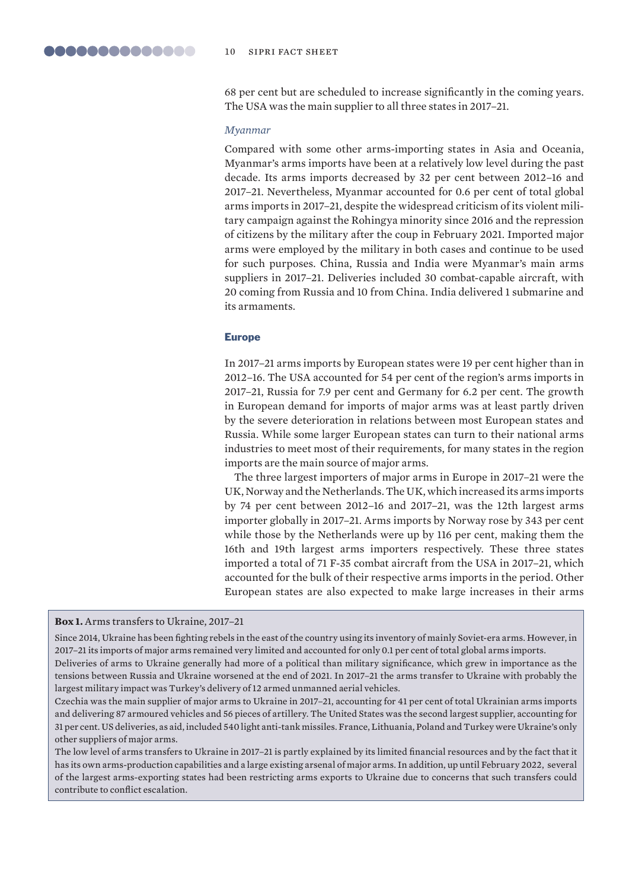68 per cent but are scheduled to increase significantly in the coming years. The USA was the main supplier to all three states in 2017–21.

### *Myanmar*

Compared with some other arms-importing states in Asia and Oceania, Myanmar's arms imports have been at a relatively low level during the past decade. Its arms imports decreased by 32 per cent between 2012–16 and 2017–21. Nevertheless, Myanmar accounted for 0.6 per cent of total global arms imports in 2017–21, despite the widespread criticism of its violent military campaign against the Rohingya minority since 2016 and the repression of citizens by the military after the coup in February 2021. Imported major arms were employed by the military in both cases and continue to be used for such purposes. China, Russia and India were Myanmar's main arms suppliers in 2017–21. Deliveries included 30 combat-capable aircraft, with 20 coming from Russia and 10 from China. India delivered 1 submarine and its armaments.

## Europe

In 2017–21 arms imports by European states were 19 per cent higher than in 2012–16. The USA accounted for 54 per cent of the region's arms imports in 2017–21, Russia for 7.9 per cent and Germany for 6.2 per cent. The growth in European demand for imports of major arms was at least partly driven by the severe deterioration in relations between most European states and Russia. While some larger European states can turn to their national arms industries to meet most of their requirements, for many states in the region imports are the main source of major arms.

The three largest importers of major arms in Europe in 2017–21 were the UK, Norway and the Netherlands. The UK, which increased its arms imports by 74 per cent between 2012–16 and 2017–21, was the 12th largest arms importer globally in 2017–21. Arms imports by Norway rose by 343 per cent while those by the Netherlands were up by 116 per cent, making them the 16th and 19th largest arms importers respectively. These three states imported a total of 71 F-35 combat aircraft from the USA in 2017–21, which accounted for the bulk of their respective arms imports in the period. Other European states are also expected to make large increases in their arms

**Box 1.** Arms transfers to Ukraine, 2017–21

Since 2014, Ukraine has been fighting rebels in the east of the country using its inventory of mainly Soviet-era arms. However, in 2017–21 its imports of major arms remained very limited and accounted for only 0.1 per cent of total global arms imports.

Deliveries of arms to Ukraine generally had more of a political than military significance, which grew in importance as the tensions between Russia and Ukraine worsened at the end of 2021. In 2017–21 the arms transfer to Ukraine with probably the largest military impact was Turkey's delivery of 12 armed unmanned aerial vehicles.

Czechia was the main supplier of major arms to Ukraine in 2017–21, accounting for 41 per cent of total Ukrainian arms imports and delivering 87 armoured vehicles and 56 pieces of artillery. The United States was the second largest supplier, accounting for 31 per cent. US deliveries, as aid, included 540 light anti-tank missiles. France, Lithuania, Poland and Turkey were Ukraine's only other suppliers of major arms.

The low level of arms transfers to Ukraine in 2017–21 is partly explained by its limited financial resources and by the fact that it has its own arms-production capabilities and a large existing arsenal of major arms. In addition, up until February 2022, several of the largest arms-exporting states had been restricting arms exports to Ukraine due to concerns that such transfers could contribute to conflict escalation.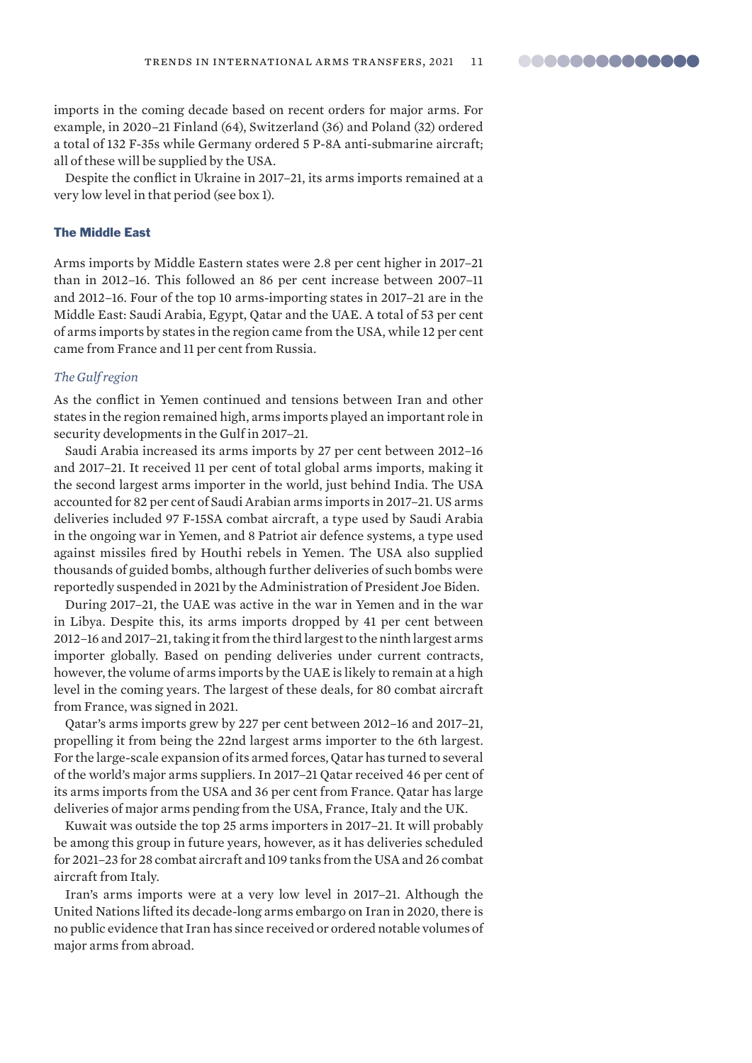imports in the coming decade based on recent orders for major arms. For example, in 2020–21 Finland (64), Switzerland (36) and Poland (32) ordered a total of 132 F-35s while Germany ordered 5 P-8A anti-submarine aircraft; all of these will be supplied by the USA.

Despite the conflict in Ukraine in 2017–21, its arms imports remained at a very low level in that period (see box 1).

### The Middle East

Arms imports by Middle Eastern states were 2.8 per cent higher in 2017–21 than in 2012–16. This followed an 86 per cent increase between 2007–11 and 2012–16. Four of the top 10 arms-importing states in 2017–21 are in the Middle East: Saudi Arabia, Egypt, Qatar and the UAE. A total of 53 per cent of arms imports by states in the region came from the USA, while 12 per cent came from France and 11 per cent from Russia.

#### *The Gulf region*

As the conflict in Yemen continued and tensions between Iran and other states in the region remained high, arms imports played an important role in security developments in the Gulf in 2017–21.

Saudi Arabia increased its arms imports by 27 per cent between 2012–16 and 2017–21. It received 11 per cent of total global arms imports, making it the second largest arms importer in the world, just behind India. The USA accounted for 82 per cent of Saudi Arabian arms imports in 2017–21. US arms deliveries included 97 F-15SA combat aircraft, a type used by Saudi Arabia in the ongoing war in Yemen, and 8 Patriot air defence systems, a type used against missiles fired by Houthi rebels in Yemen. The USA also supplied thousands of guided bombs, although further deliveries of such bombs were reportedly suspended in 2021 by the Administration of President Joe Biden.

During 2017–21, the UAE was active in the war in Yemen and in the war in Libya. Despite this, its arms imports dropped by 41 per cent between 2012–16 and 2017–21, taking it from the third largest to the ninth largest arms importer globally. Based on pending deliveries under current contracts, however, the volume of arms imports by the UAE is likely to remain at a high level in the coming years. The largest of these deals, for 80 combat aircraft from France, was signed in 2021.

Qatar's arms imports grew by 227 per cent between 2012–16 and 2017–21, propelling it from being the 22nd largest arms importer to the 6th largest. For the large-scale expansion of its armed forces, Qatar has turned to several of the world's major arms suppliers. In 2017–21 Qatar received 46 per cent of its arms imports from the USA and 36 per cent from France. Qatar has large deliveries of major arms pending from the USA, France, Italy and the UK.

Kuwait was outside the top 25 arms importers in 2017–21. It will probably be among this group in future years, however, as it has deliveries scheduled for 2021–23 for 28 combat aircraft and 109 tanks from the USA and 26 combat aircraft from Italy.

Iran's arms imports were at a very low level in 2017–21. Although the United Nations lifted its decade-long arms embargo on Iran in 2020, there is no public evidence that Iran has since received or ordered notable volumes of major arms from abroad.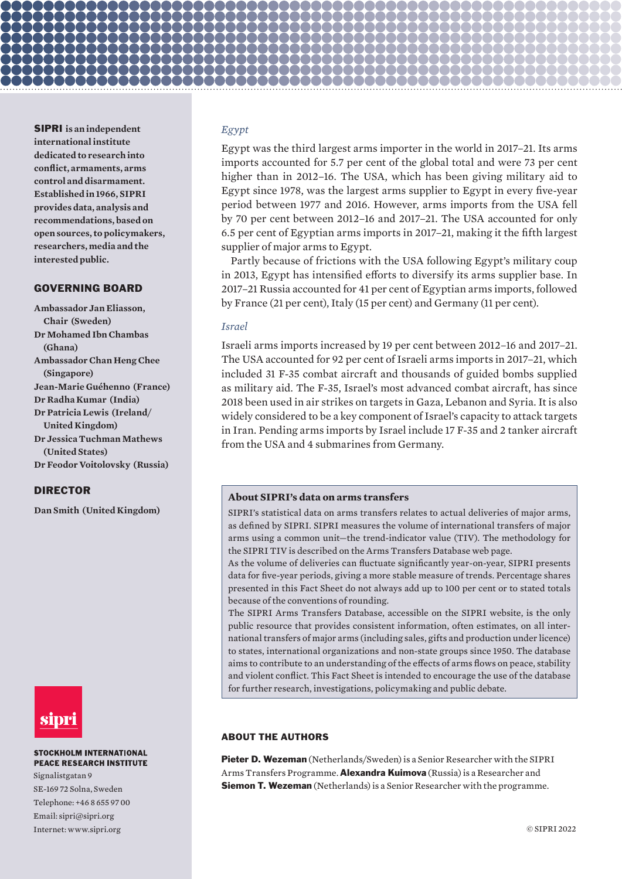*Egypt*

Egypt was the third largest arms importer in the world in 2017–21. Its arms imports accounted for 5.7 per cent of the global total and were 73 per cent higher than in 2012–16. The USA, which has been giving military aid to Egypt since 1978, was the largest arms supplier to Egypt in every five-year period between 1977 and 2016. However, arms imports from the USA fell by 70 per cent between 2012–16 and 2017–21. The USA accounted for only 6.5 per cent of Egyptian arms imports in 2017–21, making it the fifth largest supplier of major arms to Egypt.

Partly because of frictions with the USA following Egypt's military coup in 2013, Egypt has intensified efforts to diversify its arms supplier base. In 2017–21 Russia accounted for 41 per cent of Egyptian arms imports, followed by France (21 per cent), Italy (15 per cent) and Germany (11 per cent).

*Israel*

Israeli arms imports increased by 19 per cent between 2012–16 and 2017–21. The USA accounted for 92 per cent of Israeli arms imports in 2017–21, which included 31 F-35 combat aircraft and thousands of guided bombs supplied as military aid. The F-35, Israel's most advanced combat aircraft, has since 2018 been used in air strikes on targets in Gaza, Lebanon and Syria. It is also widely considered to be a key component of Israel's capacity to attack targets in Iran. Pending arms imports by Israel include 17 F-35 and 2 tanker aircraft from the USA and 4 submarines from Germany.

### About SIPRI's data on arms transfers

SIPRI's statistical data on arms transfers relates to actual deliveries of major arms, as defined by SIPRI. SIPRI measures the volume of international transfers of major arms using a common unit—the trend-indicator value (TIV). The methodology for the SIPRI TIV is described on the Arms Transfers Database web page.

As the volume of deliveries can fluctuate significantly year-on-year, SIPRI presents data for five-year periods, giving a more stable measure of trends. Percentage shares presented in this Fact Sheet do not always add up to 100 per cent or to stated totals because of the conventions of rounding.

The SIPRI Arms Transfers Database, accessible on the SIPRI website, is the only public resource that provides consistent information, often estimates, on all international transfers of major arms (including sales, gifts and production under licence) to states, international organizations and non-state groups since 1950. The database aims to contribute to an understanding of the effects of arms flows on peace, stability and violent conflict. This Fact Sheet is intended to encourage the use of the database for further research, investigations, policymaking and public debate.

## ABOUT THE AUTHORS

**Pieter D. Wezeman** (Netherlands/Sweden) is a Senior Researcher with the SIPRI Arms Transfers Programme. **Alexandra Kuimova** (Russia) is a Researcher and **Siemon T. Wezeman** (Netherlands) is a Senior Researcher with the programme.

---

**SIPRI is an independent international institute dedicated to research into conflict, armaments, arms control and disarmament. Established in 1966, SIPRI provides data, analysis and recommendations, based on open sources, to policymakers, researchers, media and the interested public.**

## GOVERNING BOARD

Ambassador Jan Eliasson, Chair (Sweden)
Dr Mohamed Ibn Chambas (Ghana)
Ambassador Chan Heng Chee (Singapore)
Jean-Marie Guéhenno (France)
Dr Radha Kumar (India)
Dr Patricia Lewis (Ireland/United Kingdom)
Dr Jessica Tuchman Mathews (United States)
Dr Feodor Voitolovsky (Russia)

## DIRECTOR

Dan Smith (United Kingdom)

**STOCKHOLM INTERNATIONAL PEACE RESEARCH INSTITUTE**

Signalistgatan 9
SE-169 72 Solna, Sweden
Telephone: +46 8 655 97 00
Email: sipri@sipri.org
Internet: www.sipri.org

© SIPRI 2022